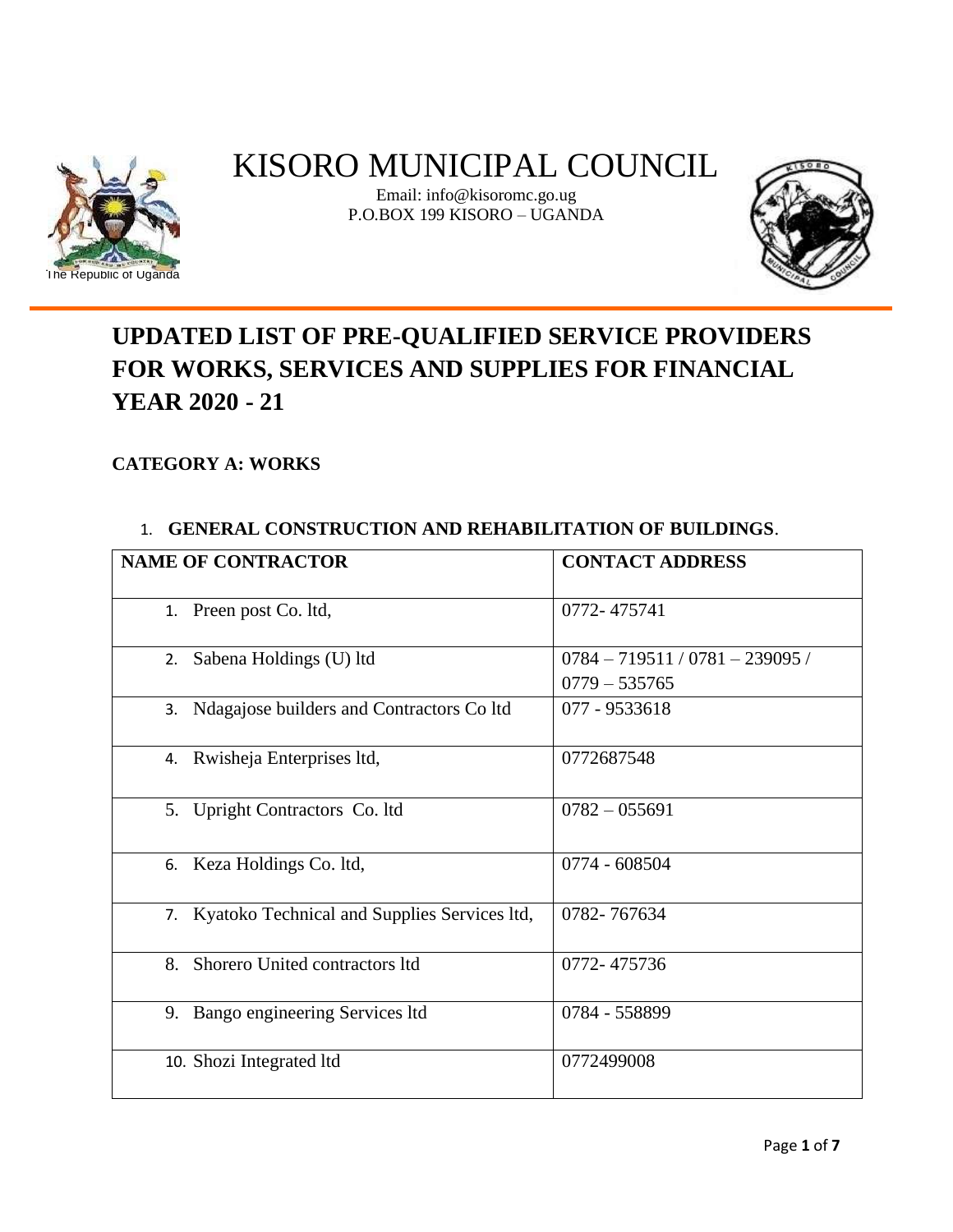The Republic of Uganda

# KISORO MUNICIPAL COUNCIL

Email: info@kisoromc.go.ug
P.O.BOX 199 KISORO – UGANDA

## UPDATED LIST OF PRE-QUALIFIED SERVICE PROVIDERS FOR WORKS, SERVICES AND SUPPLIES FOR FINANCIAL YEAR 2020 - 21

### CATEGORY A: WORKS

1. **GENERAL CONSTRUCTION AND REHABILITATION OF BUILDINGS**.

| NAME OF CONTRACTOR | CONTACT ADDRESS |
|---|---|
| 1. Preen post Co. ltd, | 0772- 475741 |
| 2. Sabena Holdings (U) ltd | 0784 – 719511 / 0781 – 239095 / 0779 – 535765 |
| 3. Ndagajose builders and Contractors Co ltd | 077 - 9533618 |
| 4. Rwisheja Enterprises ltd, | 0772687548 |
| 5. Upright Contractors Co. ltd | 0782 – 055691 |
| 6. Keza Holdings Co. ltd, | 0774 - 608504 |
| 7. Kyatoko Technical and Supplies Services ltd, | 0782- 767634 |
| 8. Shorero United contractors ltd | 0772- 475736 |
| 9. Bango engineering Services ltd | 0784 - 558899 |
| 10. Shozi Integrated ltd | 0772499008 |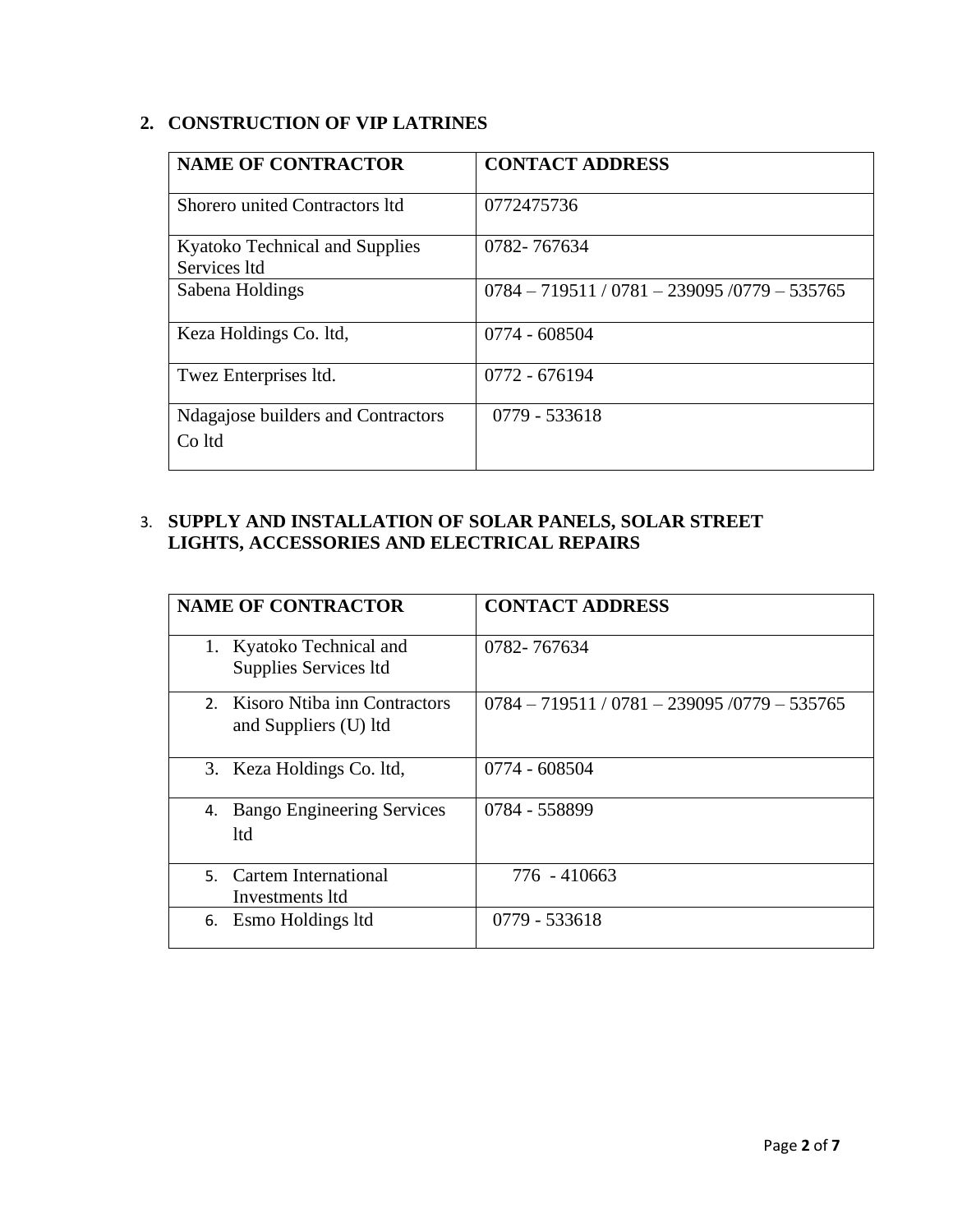## 2. CONSTRUCTION OF VIP LATRINES

| NAME OF CONTRACTOR | CONTACT ADDRESS |
|---|---|
| Shorero united Contractors ltd | 0772475736 |
| Kyatoko Technical and Supplies Services ltd | 0782- 767634 |
| Sabena Holdings | 0784 – 719511 / 0781 – 239095 /0779 – 535765 |
| Keza Holdings Co. ltd, | 0774 - 608504 |
| Twez Enterprises ltd. | 0772 - 676194 |
| Ndagajose builders and Contractors Co ltd | 0779 - 533618 |

## 3. SUPPLY AND INSTALLATION OF SOLAR PANELS, SOLAR STREET LIGHTS, ACCESSORIES AND ELECTRICAL REPAIRS

| NAME OF CONTRACTOR | CONTACT ADDRESS |
|---|---|
| 1. Kyatoko Technical and Supplies Services ltd | 0782- 767634 |
| 2. Kisoro Ntiba inn Contractors and Suppliers (U) ltd | 0784 – 719511 / 0781 – 239095 /0779 – 535765 |
| 3. Keza Holdings Co. ltd, | 0774 - 608504 |
| 4. Bango Engineering Services ltd | 0784 - 558899 |
| 5. Cartem International Investments ltd | 776 - 410663 |
| 6. Esmo Holdings ltd | 0779 - 533618 |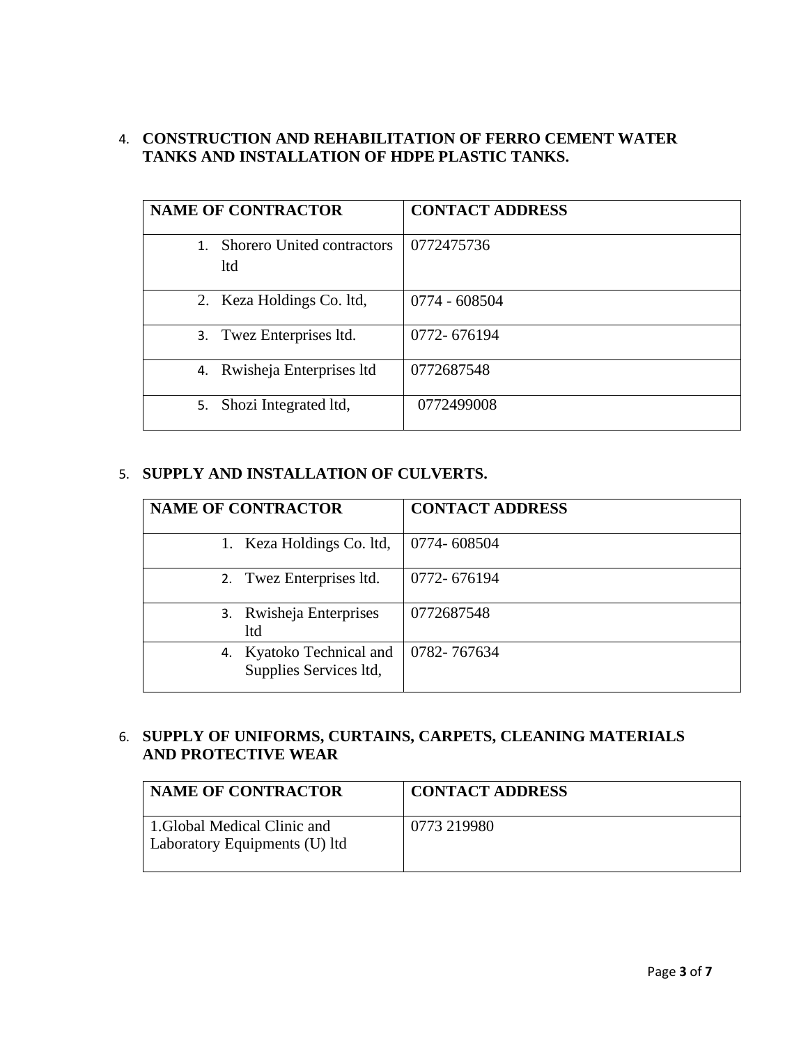4. **CONSTRUCTION AND REHABILITATION OF FERRO CEMENT WATER TANKS AND INSTALLATION OF HDPE PLASTIC TANKS.**

| NAME OF CONTRACTOR | CONTACT ADDRESS |
|---|---|
| 1. Shorero United contractors ltd | 0772475736 |
| 2. Keza Holdings Co. ltd, | 0774 - 608504 |
| 3. Twez Enterprises ltd. | 0772- 676194 |
| 4. Rwisheja Enterprises ltd | 0772687548 |
| 5. Shozi Integrated ltd, | 0772499008 |

5. **SUPPLY AND INSTALLATION OF CULVERTS.**

| NAME OF CONTRACTOR | CONTACT ADDRESS |
|---|---|
| 1. Keza Holdings Co. ltd, | 0774- 608504 |
| 2. Twez Enterprises ltd. | 0772- 676194 |
| 3. Rwisheja Enterprises ltd | 0772687548 |
| 4. Kyatoko Technical and Supplies Services ltd, | 0782- 767634 |

6. **SUPPLY OF UNIFORMS, CURTAINS, CARPETS, CLEANING MATERIALS AND PROTECTIVE WEAR**

| NAME OF CONTRACTOR | CONTACT ADDRESS |
|---|---|
| 1.Global Medical Clinic and Laboratory Equipments (U) ltd | 0773 219980 |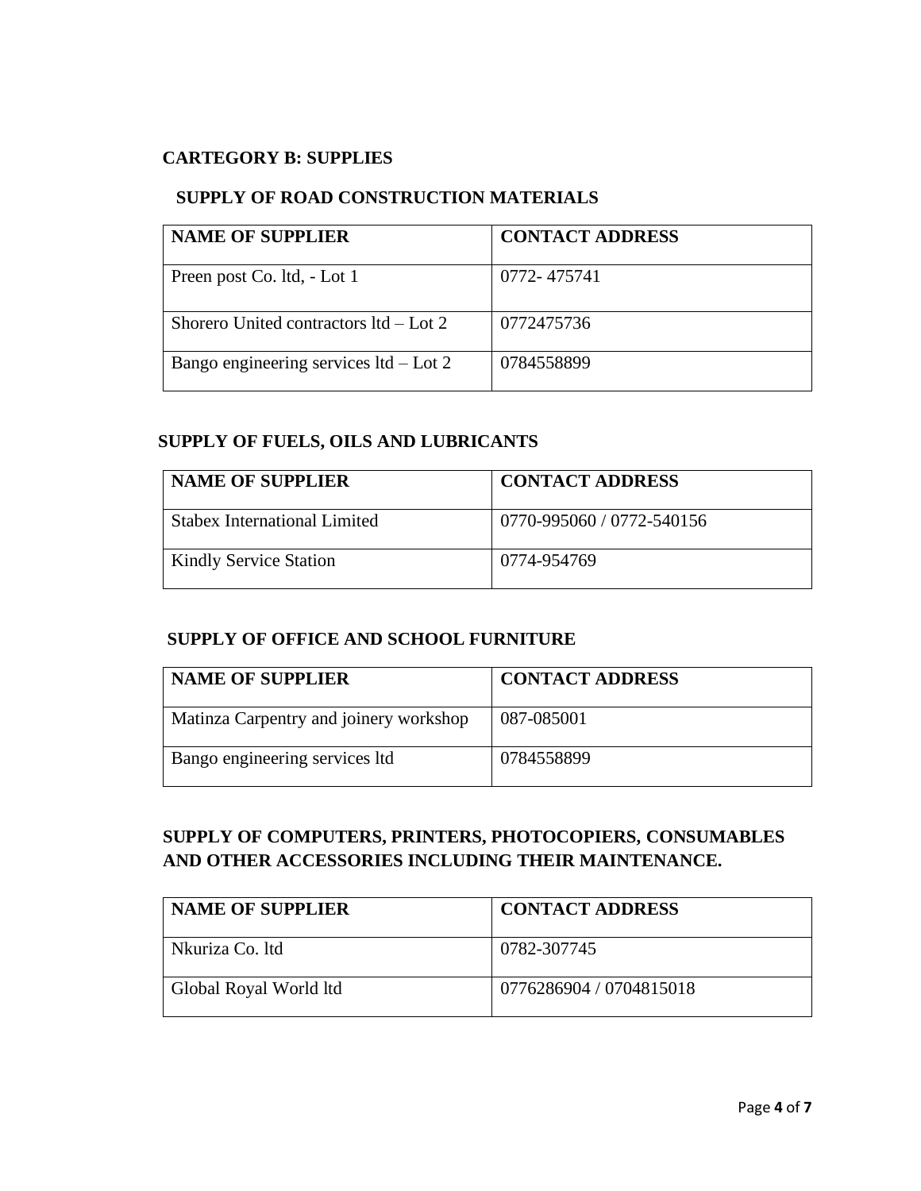## CARTEGORY B: SUPPLIES

### SUPPLY OF ROAD CONSTRUCTION MATERIALS

| NAME OF SUPPLIER | CONTACT ADDRESS |
|---|---|
| Preen post Co. ltd, - Lot 1 | 0772- 475741 |
| Shorero United contractors ltd – Lot 2 | 0772475736 |
| Bango engineering services ltd – Lot 2 | 0784558899 |

### SUPPLY OF FUELS, OILS AND LUBRICANTS

| NAME OF SUPPLIER | CONTACT ADDRESS |
|---|---|
| Stabex International Limited | 0770-995060 / 0772-540156 |
| Kindly Service Station | 0774-954769 |

### SUPPLY OF OFFICE AND SCHOOL FURNITURE

| NAME OF SUPPLIER | CONTACT ADDRESS |
|---|---|
| Matinza Carpentry and joinery workshop | 087-085001 |
| Bango engineering services ltd | 0784558899 |

### SUPPLY OF COMPUTERS, PRINTERS, PHOTOCOPIERS, CONSUMABLES AND OTHER ACCESSORIES INCLUDING THEIR MAINTENANCE.

| NAME OF SUPPLIER | CONTACT ADDRESS |
|---|---|
| Nkuriza Co. ltd | 0782-307745 |
| Global Royal World ltd | 0776286904 / 0704815018 |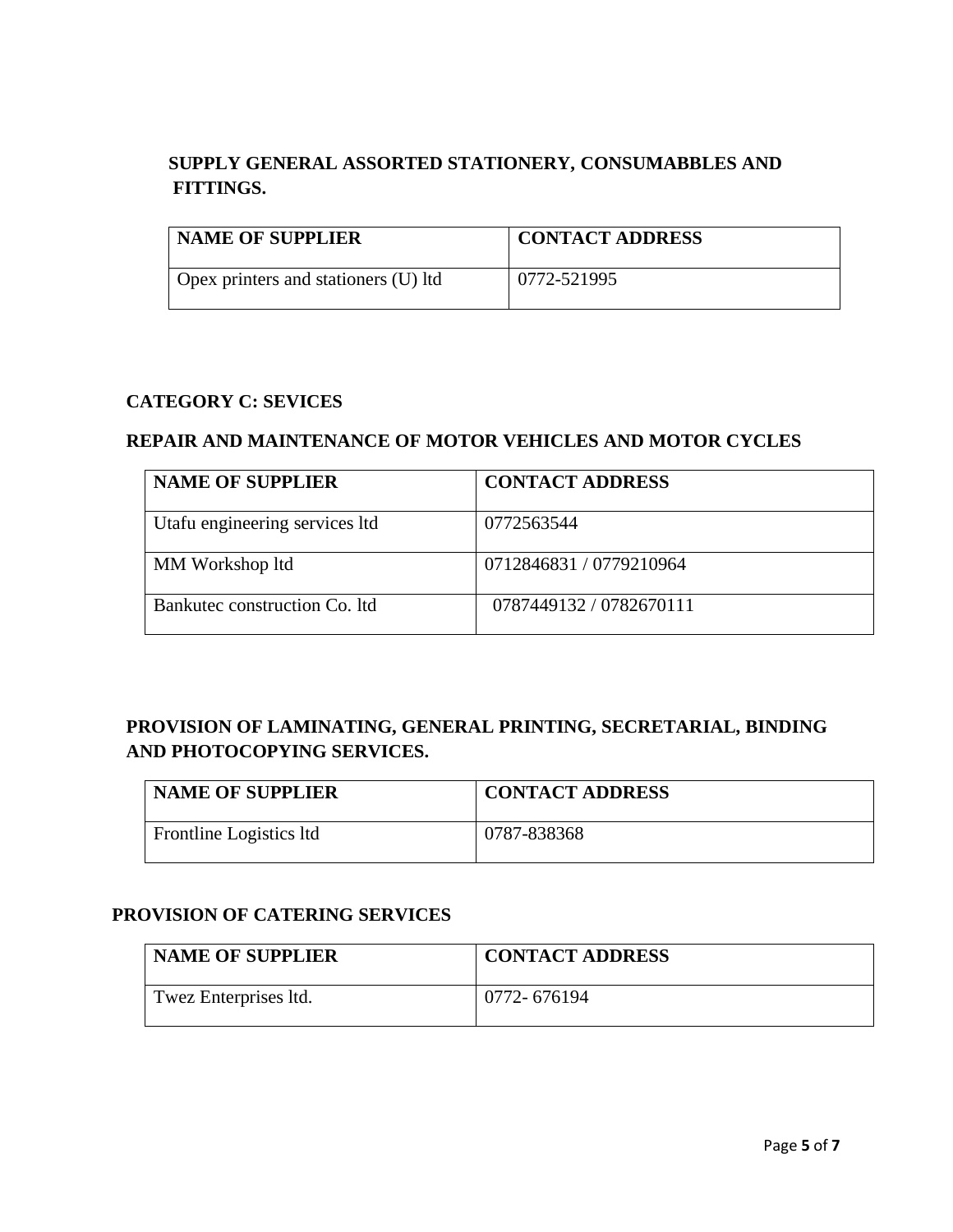**SUPPLY GENERAL ASSORTED STATIONERY, CONSUMABBLES AND FITTINGS.**

| NAME OF SUPPLIER | CONTACT ADDRESS |
|---|---|
| Opex printers and stationers (U) ltd | 0772-521995 |

**CATEGORY C: SEVICES**

**REPAIR AND MAINTENANCE OF MOTOR VEHICLES AND MOTOR CYCLES**

| NAME OF SUPPLIER | CONTACT ADDRESS |
|---|---|
| Utafu engineering services ltd | 0772563544 |
| MM Workshop ltd | 0712846831 / 0779210964 |
| Bankutec construction Co. ltd | 0787449132 / 0782670111 |

**PROVISION OF LAMINATING, GENERAL PRINTING, SECRETARIAL, BINDING AND PHOTOCOPYING SERVICES.**

| NAME OF SUPPLIER | CONTACT ADDRESS |
|---|---|
| Frontline Logistics ltd | 0787-838368 |

**PROVISION OF CATERING SERVICES**

| NAME OF SUPPLIER | CONTACT ADDRESS |
|---|---|
| Twez Enterprises ltd. | 0772- 676194 |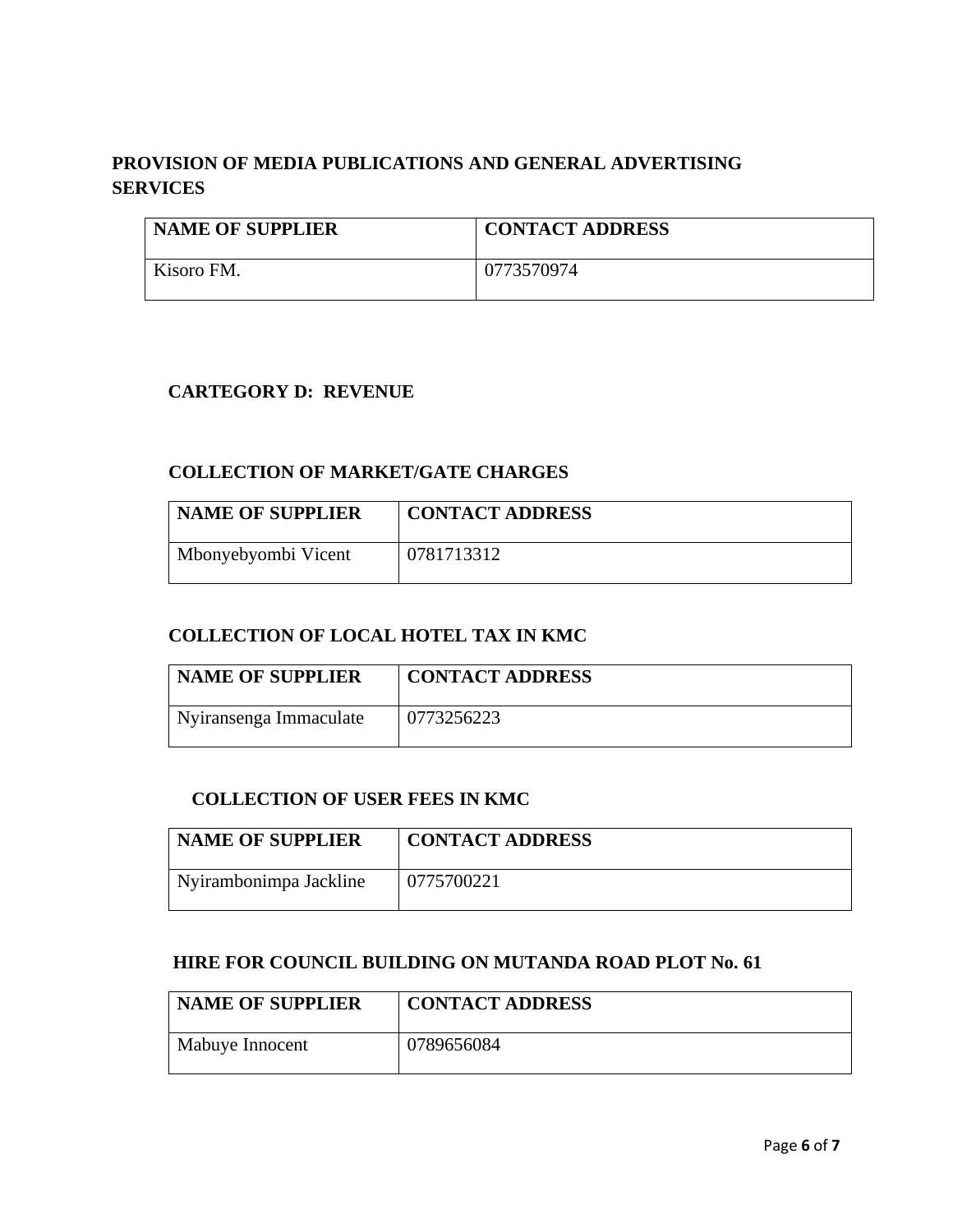**PROVISION OF MEDIA PUBLICATIONS AND GENERAL ADVERTISING SERVICES**

| NAME OF SUPPLIER | CONTACT ADDRESS |
| --- | --- |
| Kisoro FM. | 0773570974 |

**CARTEGORY D: REVENUE**

**COLLECTION OF MARKET/GATE CHARGES**

| NAME OF SUPPLIER | CONTACT ADDRESS |
| --- | --- |
| Mbonyebyombi Vicent | 0781713312 |

**COLLECTION OF LOCAL HOTEL TAX IN KMC**

| NAME OF SUPPLIER | CONTACT ADDRESS |
| --- | --- |
| Nyiransenga Immaculate | 0773256223 |

**COLLECTION OF USER FEES IN KMC**

| NAME OF SUPPLIER | CONTACT ADDRESS |
| --- | --- |
| Nyirambonimpa Jackline | 0775700221 |

**HIRE FOR COUNCIL BUILDING ON MUTANDA ROAD PLOT No. 61**

| NAME OF SUPPLIER | CONTACT ADDRESS |
| --- | --- |
| Mabuye Innocent | 0789656084 |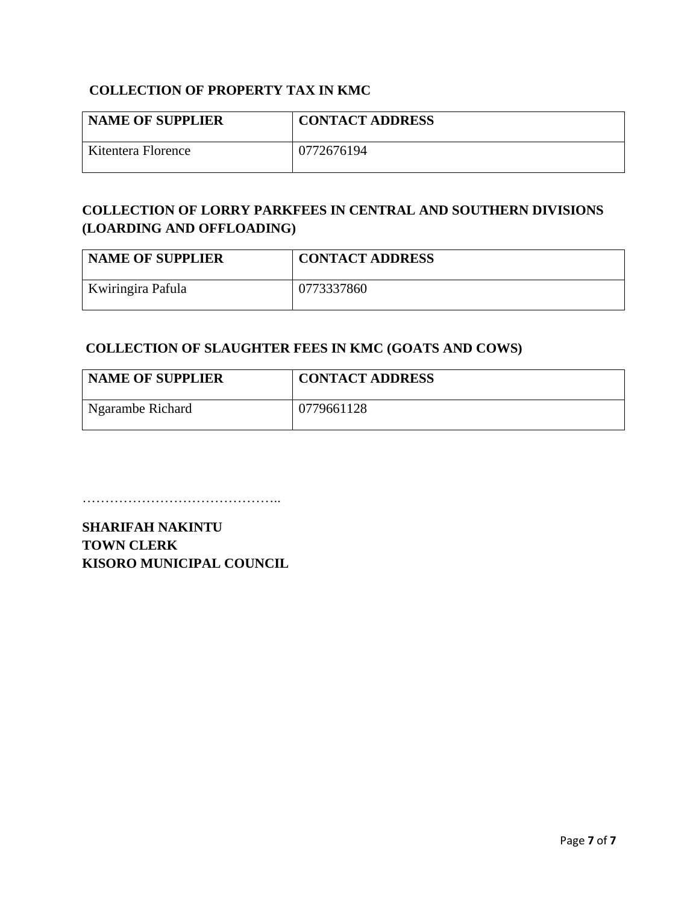**COLLECTION OF PROPERTY TAX IN KMC**

| NAME OF SUPPLIER | CONTACT ADDRESS |
|---|---|
| Kitentera Florence | 0772676194 |

**COLLECTION OF LORRY PARKFEES IN CENTRAL AND SOUTHERN DIVISIONS (LOARDING AND OFFLOADING)**

| NAME OF SUPPLIER | CONTACT ADDRESS |
|---|---|
| Kwiringira Pafula | 0773337860 |

**COLLECTION OF SLAUGHTER FEES IN KMC (GOATS AND COWS)**

| NAME OF SUPPLIER | CONTACT ADDRESS |
|---|---|
| Ngarambe Richard | 0779661128 |

……………………………………..

**SHARIFAH NAKINTU**
**TOWN CLERK**
**KISORO MUNICIPAL COUNCIL**